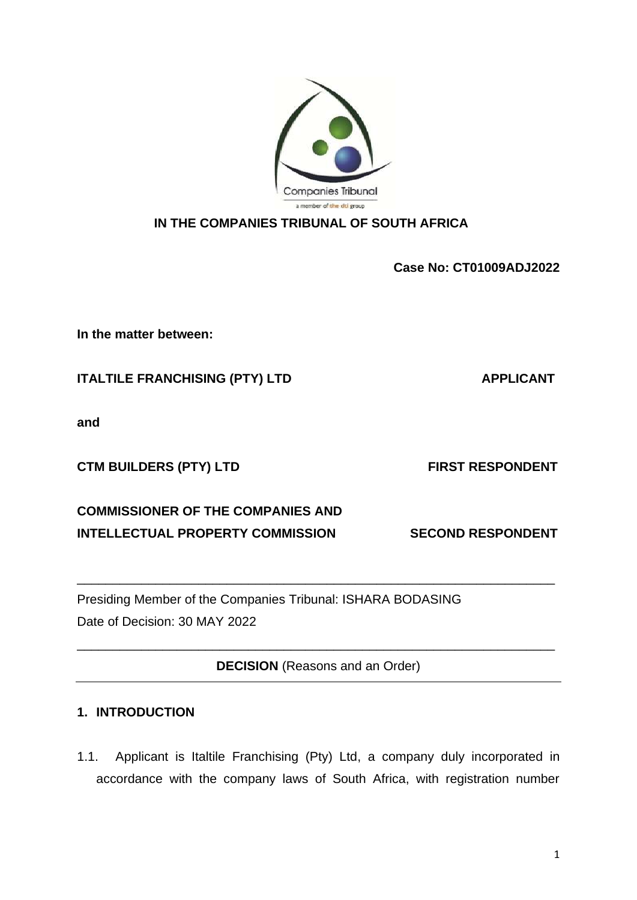**IN THE COMPANIES TRIBUNAL OF SOUTH AFRICA**

**Case No: CT01009ADJ2022**

**In the matter between:**

| | |
|---|---|
| **ITALTILE FRANCHISING (PTY) LTD** | **APPLICANT** |
| **and** | |
| **CTM BUILDERS (PTY) LTD** | **FIRST RESPONDENT** |
| **COMMISSIONER OF THE COMPANIES AND INTELLECTUAL PROPERTY COMMISSION** | **SECOND RESPONDENT** |

---

Presiding Member of the Companies Tribunal: ISHARA BODASING

Date of Decision: 30 MAY 2022

---

**DECISION** (Reasons and an Order)

---

## 1. INTRODUCTION

1.1. Applicant is Italtile Franchising (Pty) Ltd, a company duly incorporated in accordance with the company laws of South Africa, with registration number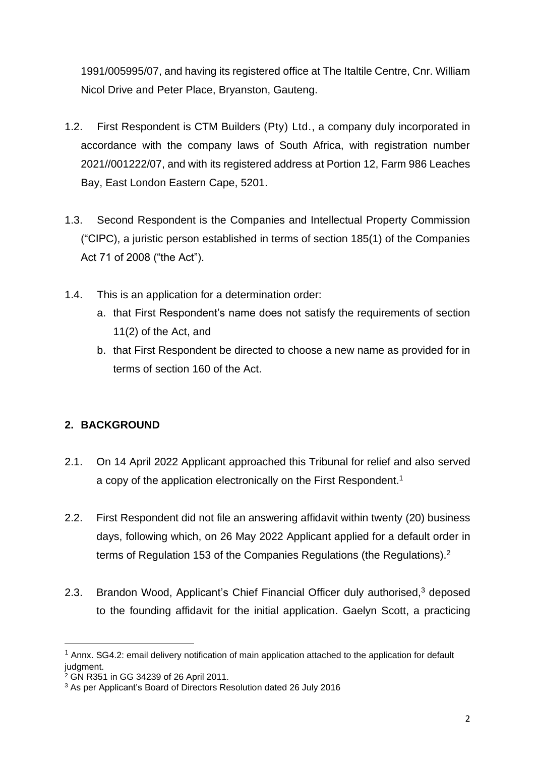1991/005995/07, and having its registered office at The Italtile Centre, Cnr. William Nicol Drive and Peter Place, Bryanston, Gauteng.

1.2. First Respondent is CTM Builders (Pty) Ltd., a company duly incorporated in accordance with the company laws of South Africa, with registration number 2021//001222/07, and with its registered address at Portion 12, Farm 986 Leaches Bay, East London Eastern Cape, 5201.

1.3. Second Respondent is the Companies and Intellectual Property Commission ("CIPC), a juristic person established in terms of section 185(1) of the Companies Act 71 of 2008 ("the Act").

1.4. This is an application for a determination order:

a. that First Respondent's name does not satisfy the requirements of section 11(2) of the Act, and

b. that First Respondent be directed to choose a new name as provided for in terms of section 160 of the Act.

## 2. BACKGROUND

2.1. On 14 April 2022 Applicant approached this Tribunal for relief and also served a copy of the application electronically on the First Respondent.[1]

2.2. First Respondent did not file an answering affidavit within twenty (20) business days, following which, on 26 May 2022 Applicant applied for a default order in terms of Regulation 153 of the Companies Regulations (the Regulations).[2]

2.3. Brandon Wood, Applicant's Chief Financial Officer duly authorised,[3] deposed to the founding affidavit for the initial application. Gaelyn Scott, a practicing

---

[1] Annx. SG4.2: email delivery notification of main application attached to the application for default judgment.

[2] GN R351 in GG 34239 of 26 April 2011.

[3] As per Applicant's Board of Directors Resolution dated 26 July 2016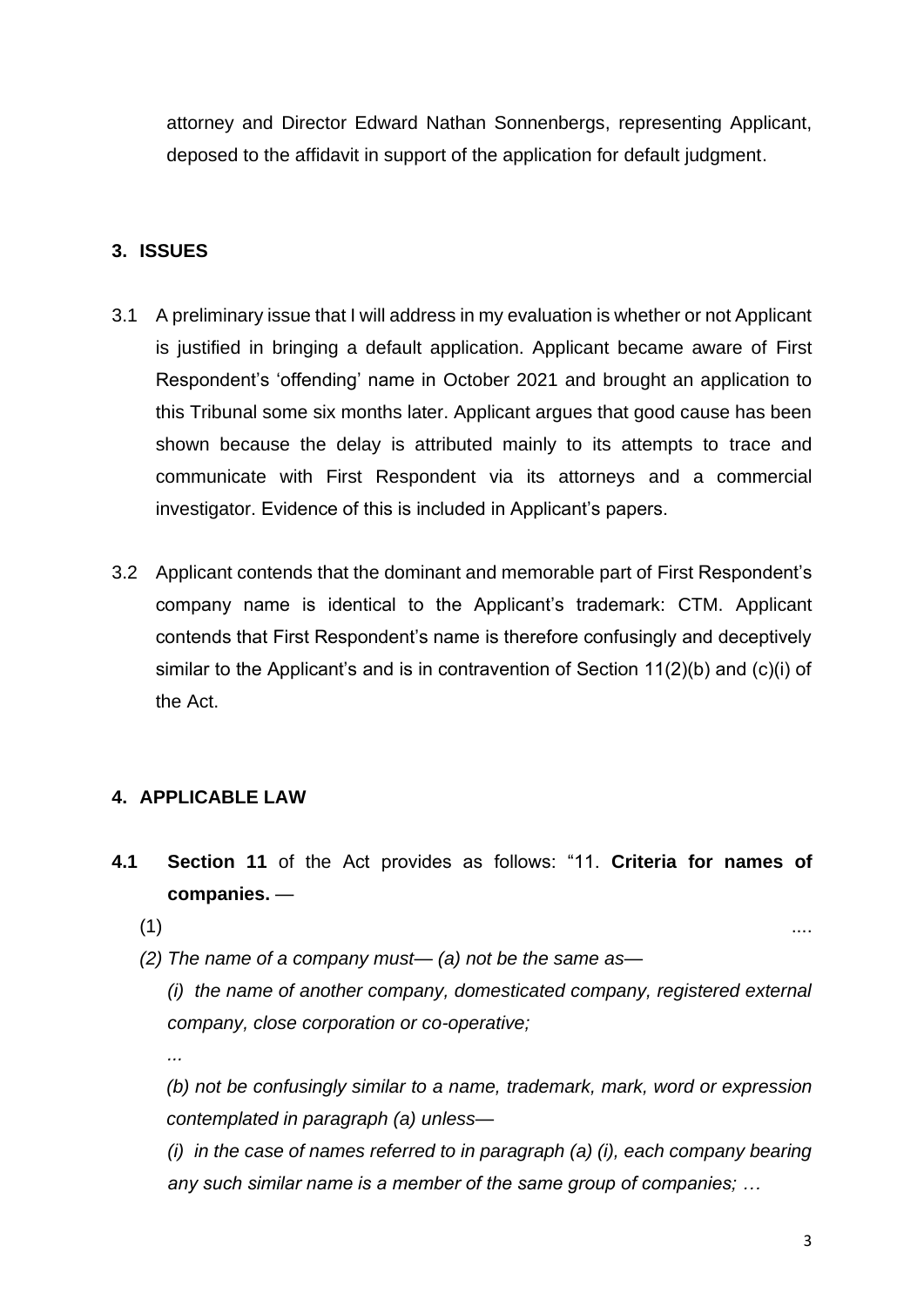attorney and Director Edward Nathan Sonnenbergs, representing Applicant, deposed to the affidavit in support of the application for default judgment.

## 3. ISSUES

3.1 A preliminary issue that I will address in my evaluation is whether or not Applicant is justified in bringing a default application. Applicant became aware of First Respondent's 'offending' name in October 2021 and brought an application to this Tribunal some six months later. Applicant argues that good cause has been shown because the delay is attributed mainly to its attempts to trace and communicate with First Respondent via its attorneys and a commercial investigator. Evidence of this is included in Applicant's papers.

3.2 Applicant contends that the dominant and memorable part of First Respondent's company name is identical to the Applicant's trademark: CTM. Applicant contends that First Respondent's name is therefore confusingly and deceptively similar to the Applicant's and is in contravention of Section 11(2)(b) and (c)(i) of the Act.

## 4. APPLICABLE LAW

**4.1** **Section 11** of the Act provides as follows: "11. **Criteria for names of companies.** —

(1) ....

*(2) The name of a company must— (a) not be the same as—*

*(i) the name of another company, domesticated company, registered external company, close corporation or co-operative;*

*...*

*(b) not be confusingly similar to a name, trademark, mark, word or expression contemplated in paragraph (a) unless—*

*(i) in the case of names referred to in paragraph (a) (i), each company bearing any such similar name is a member of the same group of companies; …*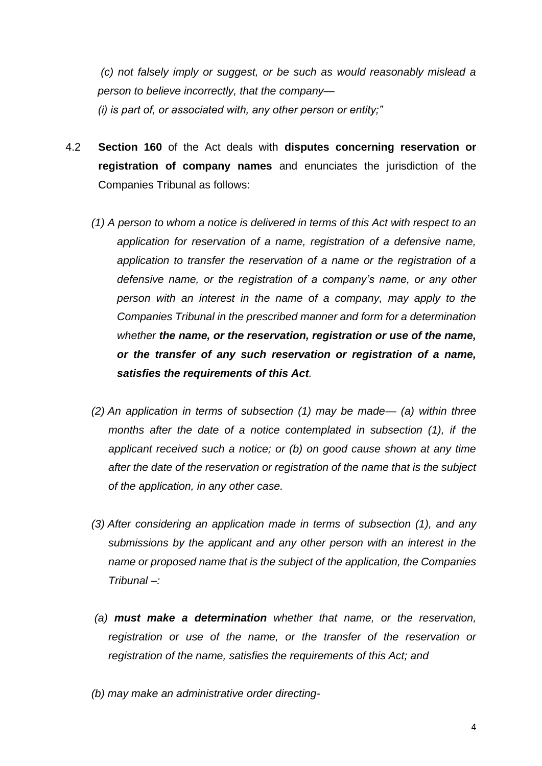*(c) not falsely imply or suggest, or be such as would reasonably mislead a person to believe incorrectly, that the company—*

*(i) is part of, or associated with, any other person or entity;"*

4.2 **Section 160** of the Act deals with **disputes concerning reservation or registration of company names** and enunciates the jurisdiction of the Companies Tribunal as follows:

*(1) A person to whom a notice is delivered in terms of this Act with respect to an application for reservation of a name, registration of a defensive name, application to transfer the reservation of a name or the registration of a defensive name, or the registration of a company's name, or any other person with an interest in the name of a company, may apply to the Companies Tribunal in the prescribed manner and form for a determination whether* ***the name, or the reservation, registration or use of the name, or the transfer of any such reservation or registration of a name, satisfies the requirements of this Act****.*

*(2) An application in terms of subsection (1) may be made— (a) within three months after the date of a notice contemplated in subsection (1), if the applicant received such a notice; or (b) on good cause shown at any time after the date of the reservation or registration of the name that is the subject of the application, in any other case.*

*(3) After considering an application made in terms of subsection (1), and any submissions by the applicant and any other person with an interest in the name or proposed name that is the subject of the application, the Companies Tribunal –:*

*(a)* ***must make a determination*** *whether that name, or the reservation, registration or use of the name, or the transfer of the reservation or registration of the name, satisfies the requirements of this Act; and*

*(b) may make an administrative order directing-*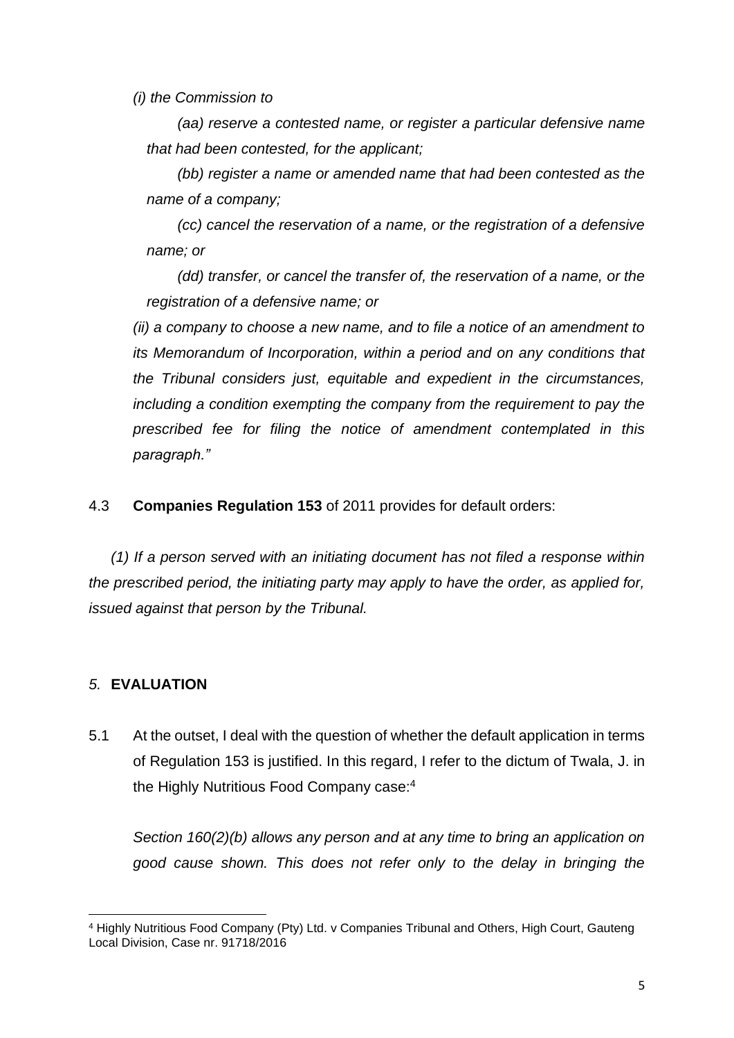*(i) the Commission to*

*(aa) reserve a contested name, or register a particular defensive name that had been contested, for the applicant;*

*(bb) register a name or amended name that had been contested as the name of a company;*

*(cc) cancel the reservation of a name, or the registration of a defensive name; or*

*(dd) transfer, or cancel the transfer of, the reservation of a name, or the registration of a defensive name; or*

*(ii) a company to choose a new name, and to file a notice of an amendment to its Memorandum of Incorporation, within a period and on any conditions that the Tribunal considers just, equitable and expedient in the circumstances, including a condition exempting the company from the requirement to pay the prescribed fee for filing the notice of amendment contemplated in this paragraph."*

4.3 **Companies Regulation 153** of 2011 provides for default orders:

*(1) If a person served with an initiating document has not filed a response within the prescribed period, the initiating party may apply to have the order, as applied for, issued against that person by the Tribunal.*

## *5.* EVALUATION

5.1 At the outset, I deal with the question of whether the default application in terms of Regulation 153 is justified. In this regard, I refer to the dictum of Twala, J. in the Highly Nutritious Food Company case:[4]

*Section 160(2)(b) allows any person and at any time to bring an application on good cause shown. This does not refer only to the delay in bringing the*

[4] Highly Nutritious Food Company (Pty) Ltd. v Companies Tribunal and Others, High Court, Gauteng Local Division, Case nr. 91718/2016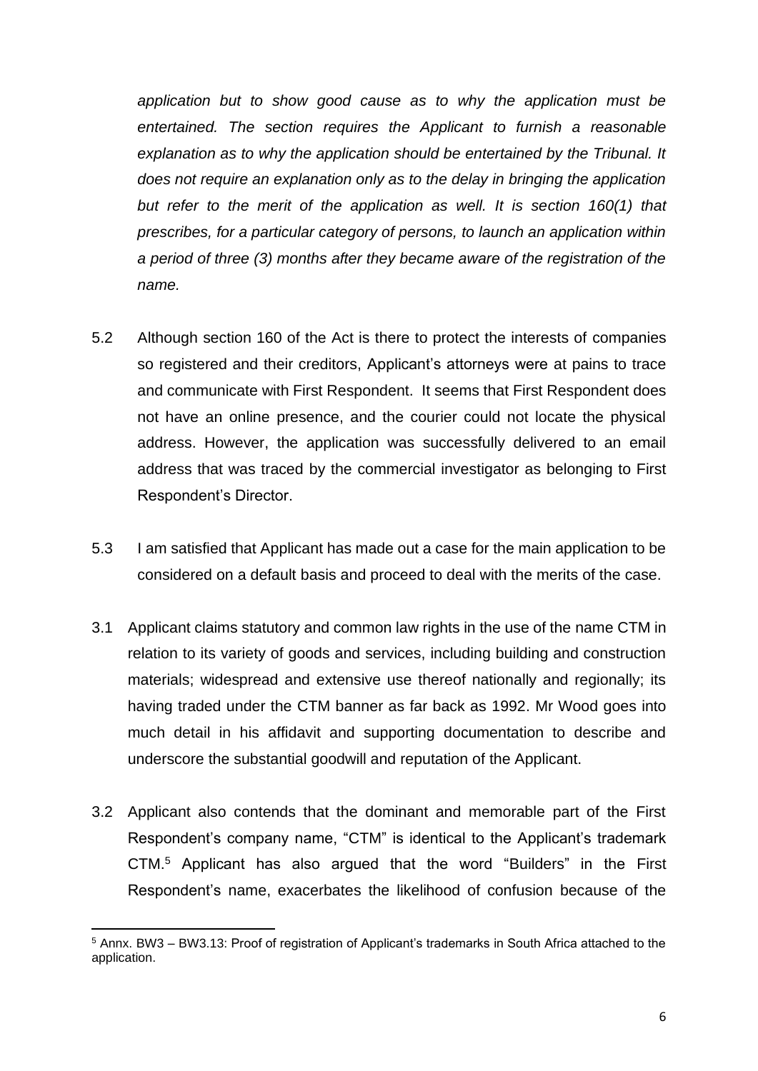*application but to show good cause as to why the application must be entertained. The section requires the Applicant to furnish a reasonable explanation as to why the application should be entertained by the Tribunal. It does not require an explanation only as to the delay in bringing the application but refer to the merit of the application as well. It is section 160(1) that prescribes, for a particular category of persons, to launch an application within a period of three (3) months after they became aware of the registration of the name.*

5.2 Although section 160 of the Act is there to protect the interests of companies so registered and their creditors, Applicant's attorneys were at pains to trace and communicate with First Respondent. It seems that First Respondent does not have an online presence, and the courier could not locate the physical address. However, the application was successfully delivered to an email address that was traced by the commercial investigator as belonging to First Respondent's Director.

5.3 I am satisfied that Applicant has made out a case for the main application to be considered on a default basis and proceed to deal with the merits of the case.

3.1 Applicant claims statutory and common law rights in the use of the name CTM in relation to its variety of goods and services, including building and construction materials; widespread and extensive use thereof nationally and regionally; its having traded under the CTM banner as far back as 1992. Mr Wood goes into much detail in his affidavit and supporting documentation to describe and underscore the substantial goodwill and reputation of the Applicant.

3.2 Applicant also contends that the dominant and memorable part of the First Respondent's company name, "CTM" is identical to the Applicant's trademark CTM.[5] Applicant has also argued that the word "Builders" in the First Respondent's name, exacerbates the likelihood of confusion because of the

---

[5] Annx. BW3 – BW3.13: Proof of registration of Applicant's trademarks in South Africa attached to the application.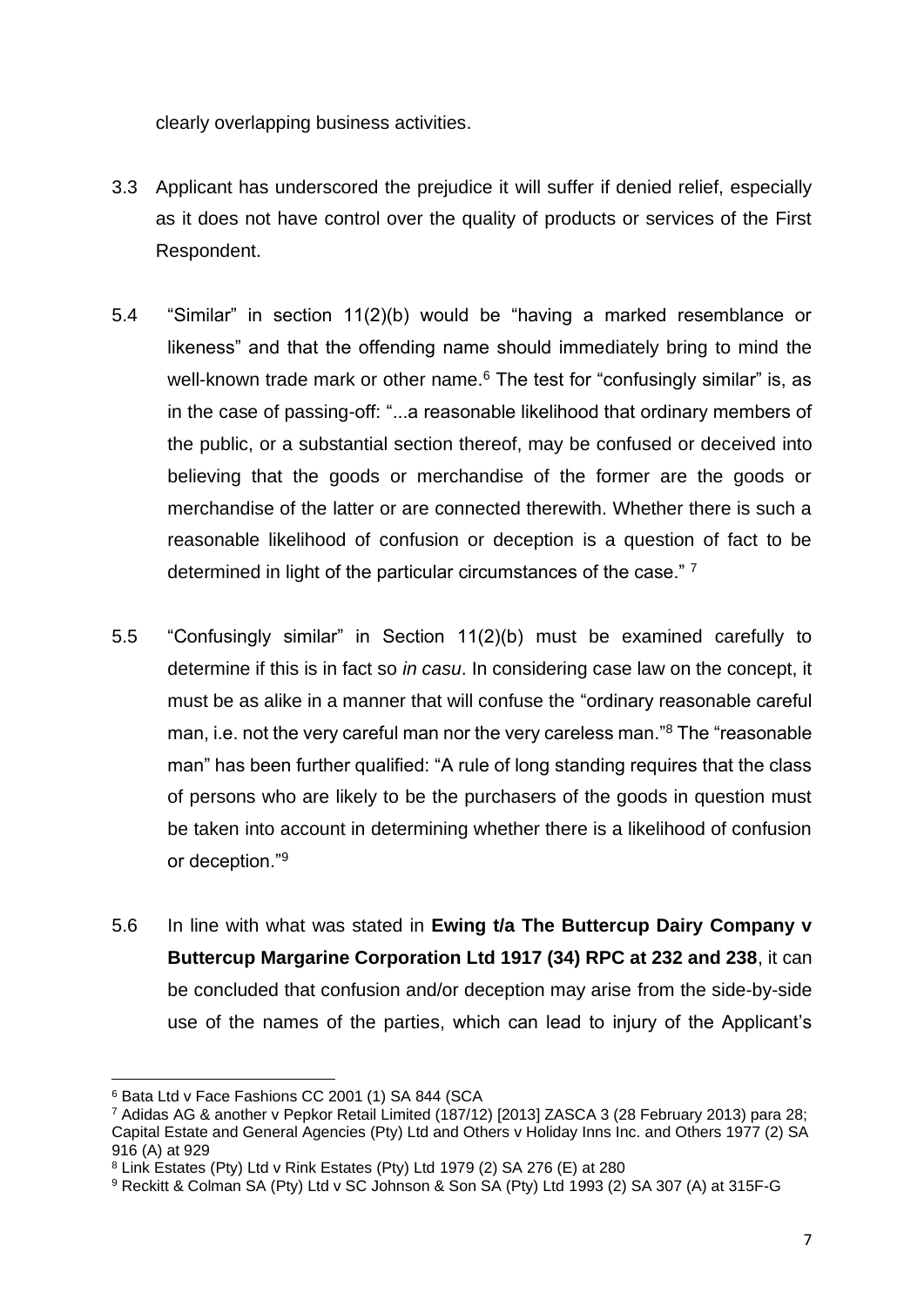clearly overlapping business activities.

3.3 Applicant has underscored the prejudice it will suffer if denied relief, especially as it does not have control over the quality of products or services of the First Respondent.

5.4 "Similar" in section 11(2)(b) would be "having a marked resemblance or likeness" and that the offending name should immediately bring to mind the well-known trade mark or other name.[6] The test for "confusingly similar" is, as in the case of passing-off: "...a reasonable likelihood that ordinary members of the public, or a substantial section thereof, may be confused or deceived into believing that the goods or merchandise of the former are the goods or merchandise of the latter or are connected therewith. Whether there is such a reasonable likelihood of confusion or deception is a question of fact to be determined in light of the particular circumstances of the case." [7]

5.5 "Confusingly similar" in Section 11(2)(b) must be examined carefully to determine if this is in fact so *in casu*. In considering case law on the concept, it must be as alike in a manner that will confuse the "ordinary reasonable careful man, i.e. not the very careful man nor the very careless man."[8] The "reasonable man" has been further qualified: "A rule of long standing requires that the class of persons who are likely to be the purchasers of the goods in question must be taken into account in determining whether there is a likelihood of confusion or deception."[9]

5.6 In line with what was stated in **Ewing t/a The Buttercup Dairy Company v Buttercup Margarine Corporation Ltd 1917 (34) RPC at 232 and 238**, it can be concluded that confusion and/or deception may arise from the side-by-side use of the names of the parties, which can lead to injury of the Applicant's

---

[6] Bata Ltd v Face Fashions CC 2001 (1) SA 844 (SCA

[7] Adidas AG & another v Pepkor Retail Limited (187/12) [2013] ZASCA 3 (28 February 2013) para 28; Capital Estate and General Agencies (Pty) Ltd and Others v Holiday Inns Inc. and Others 1977 (2) SA 916 (A) at 929

[8] Link Estates (Pty) Ltd v Rink Estates (Pty) Ltd 1979 (2) SA 276 (E) at 280

[9] Reckitt & Colman SA (Pty) Ltd v SC Johnson & Son SA (Pty) Ltd 1993 (2) SA 307 (A) at 315F-G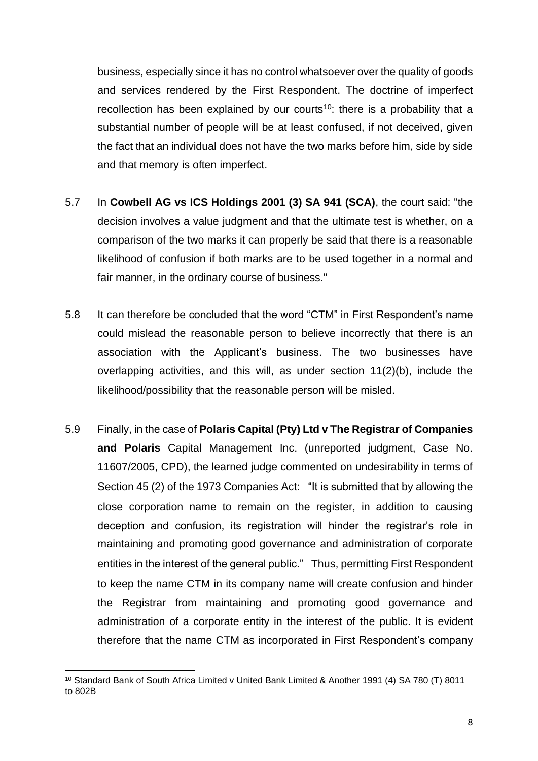business, especially since it has no control whatsoever over the quality of goods and services rendered by the First Respondent. The doctrine of imperfect recollection has been explained by our courts[10]: there is a probability that a substantial number of people will be at least confused, if not deceived, given the fact that an individual does not have the two marks before him, side by side and that memory is often imperfect.

5.7 In **Cowbell AG vs ICS Holdings 2001 (3) SA 941 (SCA)**, the court said: "the decision involves a value judgment and that the ultimate test is whether, on a comparison of the two marks it can properly be said that there is a reasonable likelihood of confusion if both marks are to be used together in a normal and fair manner, in the ordinary course of business."

5.8 It can therefore be concluded that the word "CTM" in First Respondent's name could mislead the reasonable person to believe incorrectly that there is an association with the Applicant's business. The two businesses have overlapping activities, and this will, as under section 11(2)(b), include the likelihood/possibility that the reasonable person will be misled.

5.9 Finally, in the case of **Polaris Capital (Pty) Ltd v The Registrar of Companies and Polaris** Capital Management Inc. (unreported judgment, Case No. 11607/2005, CPD), the learned judge commented on undesirability in terms of Section 45 (2) of the 1973 Companies Act: "It is submitted that by allowing the close corporation name to remain on the register, in addition to causing deception and confusion, its registration will hinder the registrar's role in maintaining and promoting good governance and administration of corporate entities in the interest of the general public." Thus, permitting First Respondent to keep the name CTM in its company name will create confusion and hinder the Registrar from maintaining and promoting good governance and administration of a corporate entity in the interest of the public. It is evident therefore that the name CTM as incorporated in First Respondent's company

---

[10] Standard Bank of South Africa Limited v United Bank Limited & Another 1991 (4) SA 780 (T) 8011 to 802B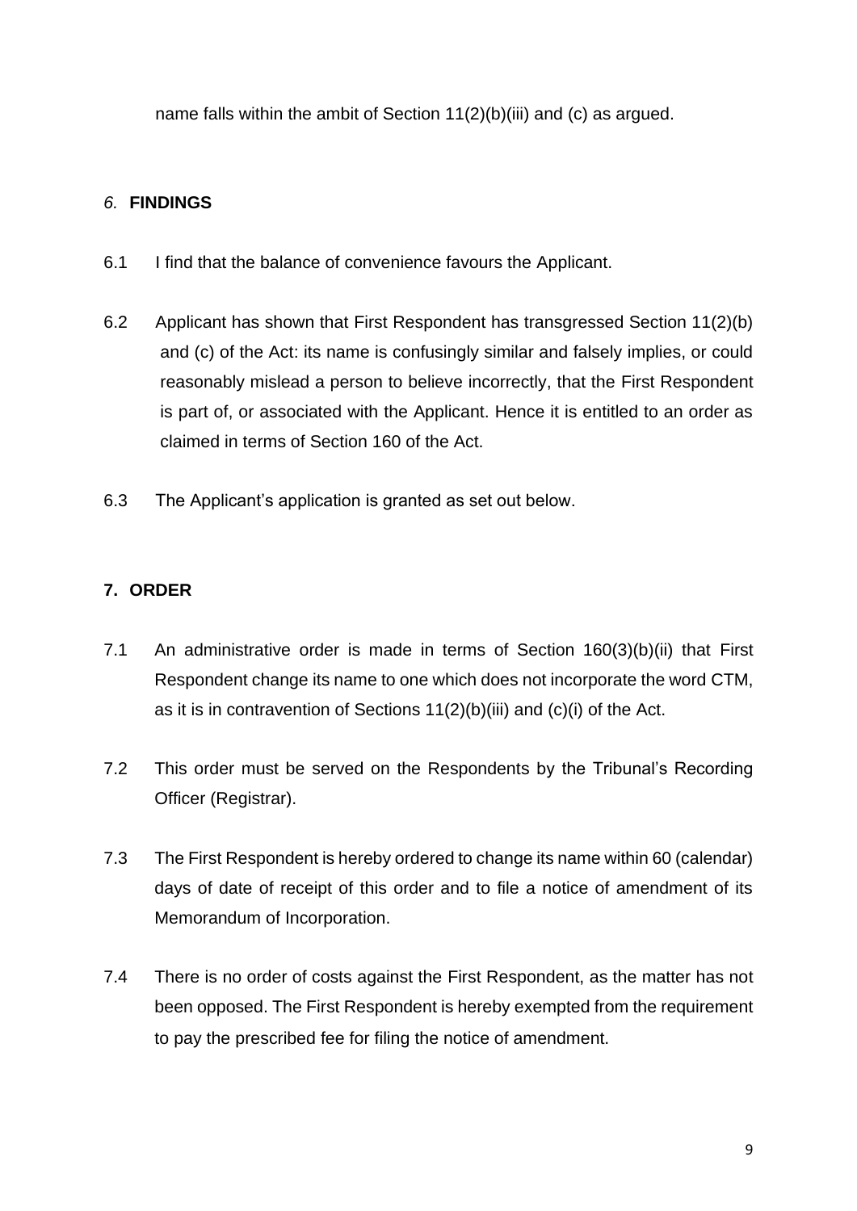name falls within the ambit of Section 11(2)(b)(iii) and (c) as argued.

## *6.* **FINDINGS**

6.1 I find that the balance of convenience favours the Applicant.

6.2 Applicant has shown that First Respondent has transgressed Section 11(2)(b) and (c) of the Act: its name is confusingly similar and falsely implies, or could reasonably mislead a person to believe incorrectly, that the First Respondent is part of, or associated with the Applicant. Hence it is entitled to an order as claimed in terms of Section 160 of the Act.

6.3 The Applicant's application is granted as set out below.

## **7. ORDER**

7.1 An administrative order is made in terms of Section 160(3)(b)(ii) that First Respondent change its name to one which does not incorporate the word CTM, as it is in contravention of Sections 11(2)(b)(iii) and (c)(i) of the Act.

7.2 This order must be served on the Respondents by the Tribunal's Recording Officer (Registrar).

7.3 The First Respondent is hereby ordered to change its name within 60 (calendar) days of date of receipt of this order and to file a notice of amendment of its Memorandum of Incorporation.

7.4 There is no order of costs against the First Respondent, as the matter has not been opposed. The First Respondent is hereby exempted from the requirement to pay the prescribed fee for filing the notice of amendment.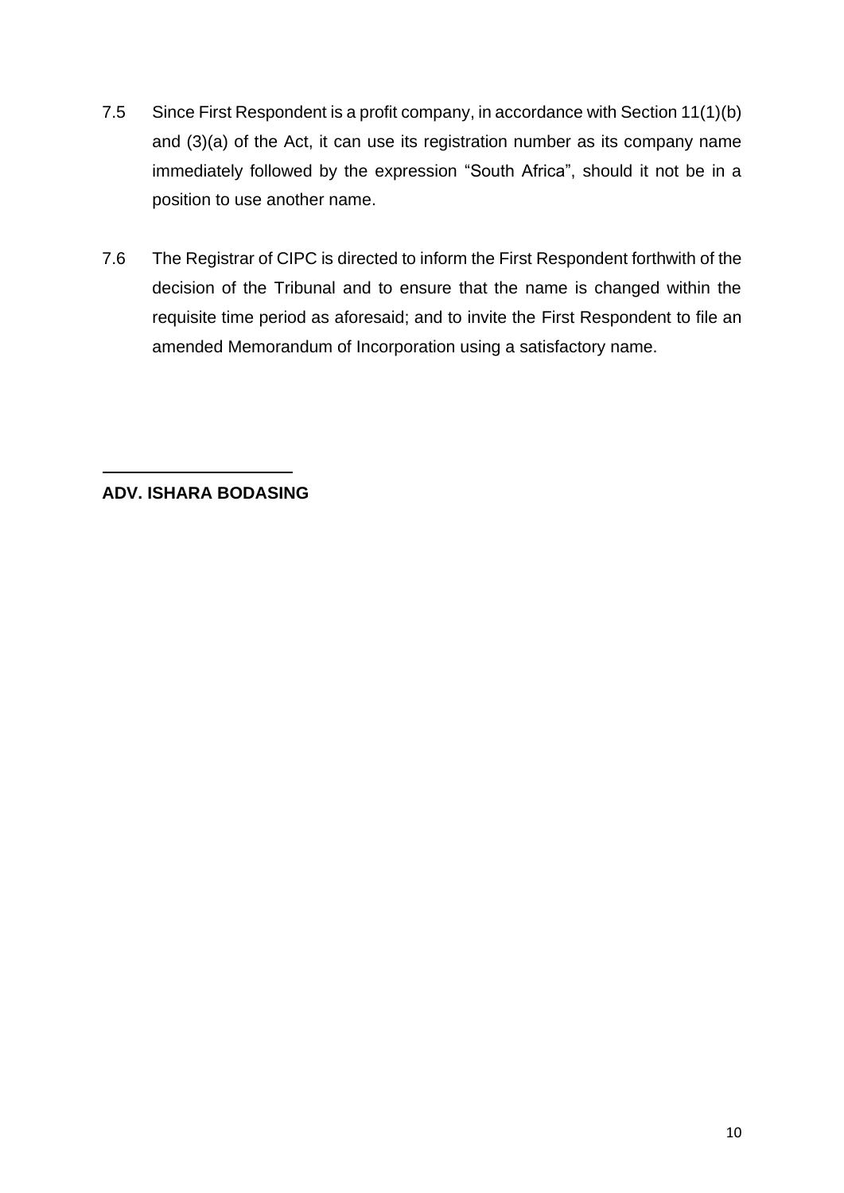7.5 Since First Respondent is a profit company, in accordance with Section 11(1)(b) and (3)(a) of the Act, it can use its registration number as its company name immediately followed by the expression "South Africa", should it not be in a position to use another name.

7.6 The Registrar of CIPC is directed to inform the First Respondent forthwith of the decision of the Tribunal and to ensure that the name is changed within the requisite time period as aforesaid; and to invite the First Respondent to file an amended Memorandum of Incorporation using a satisfactory name.

\_\_\_\_\_\_\_\_\_\_\_\_\_\_\_\_\_\_\_\_

**ADV. ISHARA BODASING**